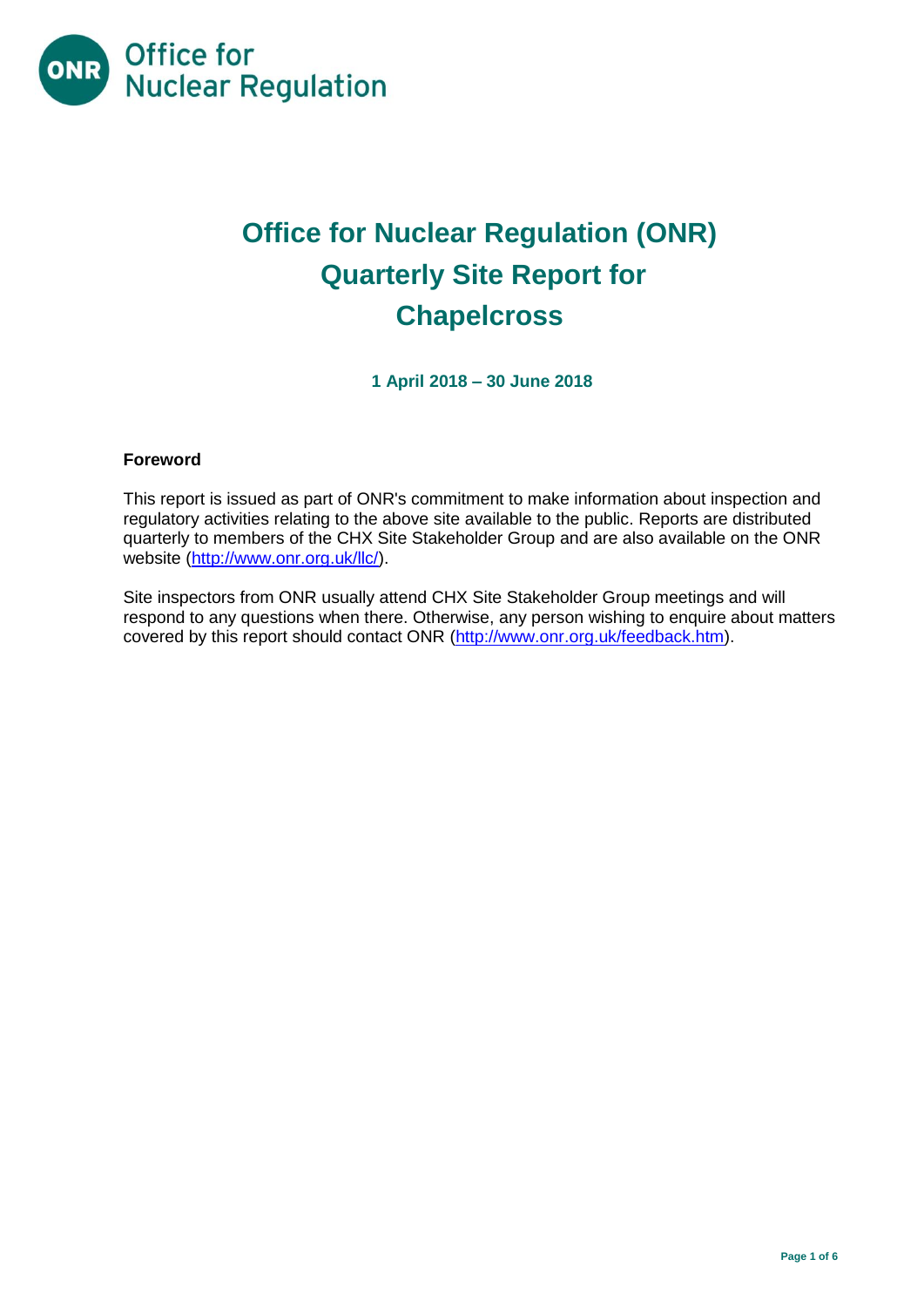Office for Nuclear Regulation

# Office for Nuclear Regulation (ONR) Quarterly Site Report for Chapelcross

**1 April 2018 – 30 June 2018**

### Foreword

This report is issued as part of ONR's commitment to make information about inspection and regulatory activities relating to the above site available to the public. Reports are distributed quarterly to members of the CHX Site Stakeholder Group and are also available on the ONR website (http://www.onr.org.uk/llc/).

Site inspectors from ONR usually attend CHX Site Stakeholder Group meetings and will respond to any questions when there. Otherwise, any person wishing to enquire about matters covered by this report should contact ONR (http://www.onr.org.uk/feedback.htm).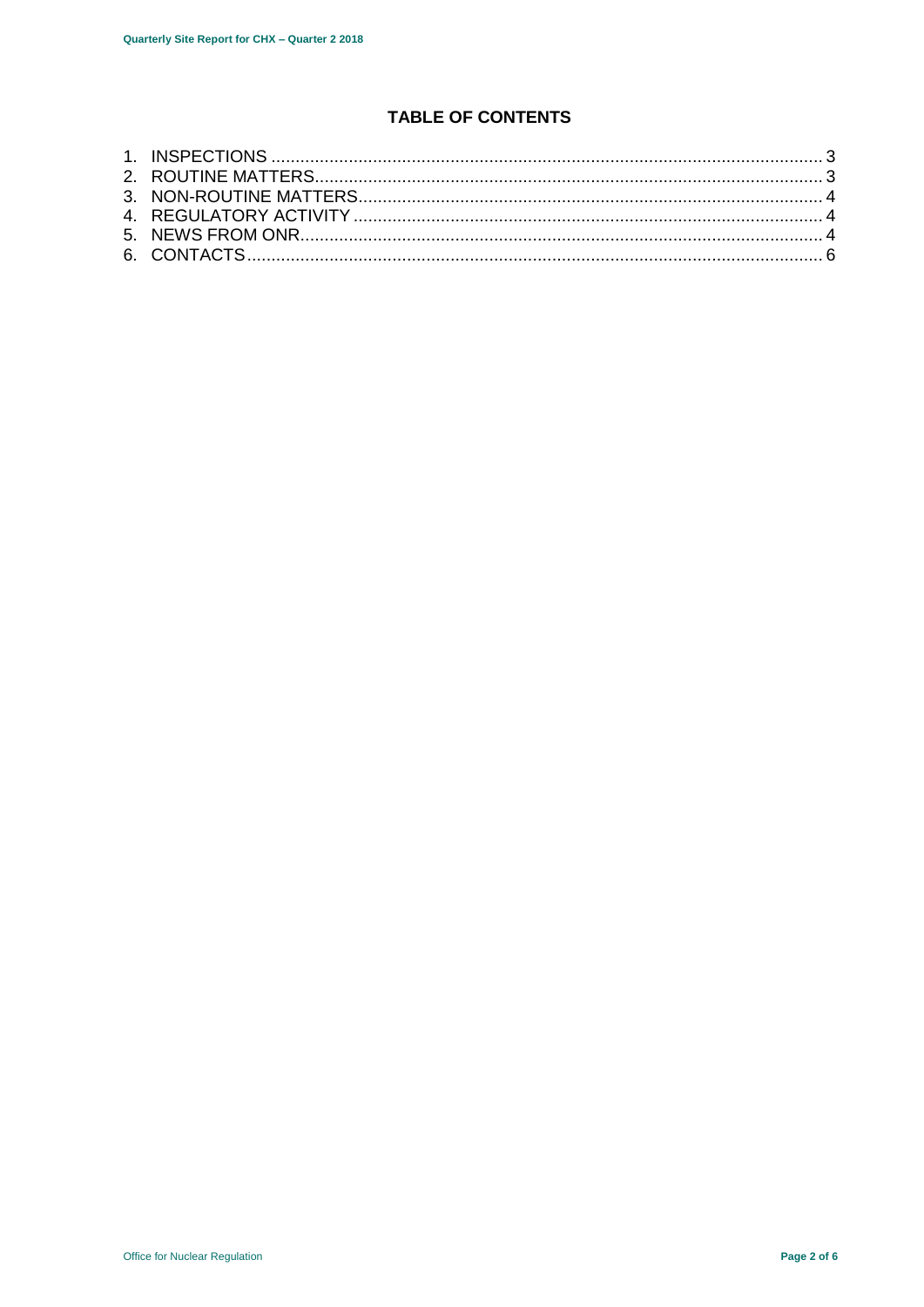## TABLE OF CONTENTS

1. INSPECTIONS ..... 3
2. ROUTINE MATTERS ..... 3
3. NON-ROUTINE MATTERS ..... 4
4. REGULATORY ACTIVITY ..... 4
5. NEWS FROM ONR ..... 4
6. CONTACTS ..... 6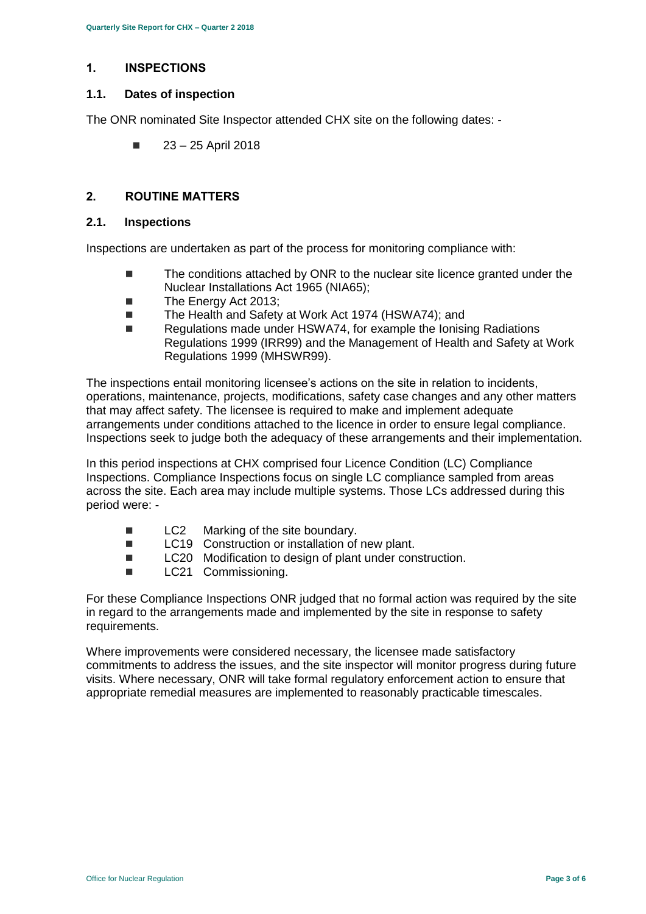## 1. INSPECTIONS

### 1.1. Dates of inspection

The ONR nominated Site Inspector attended CHX site on the following dates: -

- 23 – 25 April 2018

## 2. ROUTINE MATTERS

### 2.1. Inspections

Inspections are undertaken as part of the process for monitoring compliance with:

- The conditions attached by ONR to the nuclear site licence granted under the Nuclear Installations Act 1965 (NIA65);
- The Energy Act 2013;
- The Health and Safety at Work Act 1974 (HSWA74); and
- Regulations made under HSWA74, for example the Ionising Radiations Regulations 1999 (IRR99) and the Management of Health and Safety at Work Regulations 1999 (MHSWR99).

The inspections entail monitoring licensee's actions on the site in relation to incidents, operations, maintenance, projects, modifications, safety case changes and any other matters that may affect safety. The licensee is required to make and implement adequate arrangements under conditions attached to the licence in order to ensure legal compliance. Inspections seek to judge both the adequacy of these arrangements and their implementation.

In this period inspections at CHX comprised four Licence Condition (LC) Compliance Inspections. Compliance Inspections focus on single LC compliance sampled from areas across the site. Each area may include multiple systems. Those LCs addressed during this period were: -

- LC2 Marking of the site boundary.
- LC19 Construction or installation of new plant.
- LC20 Modification to design of plant under construction.
- LC21 Commissioning.

For these Compliance Inspections ONR judged that no formal action was required by the site in regard to the arrangements made and implemented by the site in response to safety requirements.

Where improvements were considered necessary, the licensee made satisfactory commitments to address the issues, and the site inspector will monitor progress during future visits. Where necessary, ONR will take formal regulatory enforcement action to ensure that appropriate remedial measures are implemented to reasonably practicable timescales.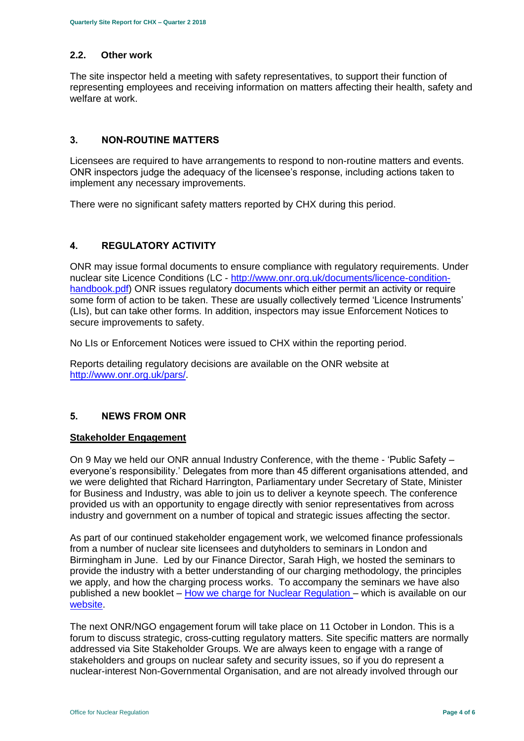## 2.2. Other work

The site inspector held a meeting with safety representatives, to support their function of representing employees and receiving information on matters affecting their health, safety and welfare at work.

# 3. NON-ROUTINE MATTERS

Licensees are required to have arrangements to respond to non-routine matters and events. ONR inspectors judge the adequacy of the licensee's response, including actions taken to implement any necessary improvements.

There were no significant safety matters reported by CHX during this period.

# 4. REGULATORY ACTIVITY

ONR may issue formal documents to ensure compliance with regulatory requirements. Under nuclear site Licence Conditions (LC - [http://www.onr.org.uk/documents/licence-condition-handbook.pdf](http://www.onr.org.uk/documents/licence-condition-handbook.pdf)) ONR issues regulatory documents which either permit an activity or require some form of action to be taken. These are usually collectively termed 'Licence Instruments' (LIs), but can take other forms. In addition, inspectors may issue Enforcement Notices to secure improvements to safety.

No LIs or Enforcement Notices were issued to CHX within the reporting period.

Reports detailing regulatory decisions are available on the ONR website at [http://www.onr.org.uk/pars/](http://www.onr.org.uk/pars/).

# 5. NEWS FROM ONR

**Stakeholder Engagement**

On 9 May we held our ONR annual Industry Conference, with the theme - 'Public Safety – everyone's responsibility.' Delegates from more than 45 different organisations attended, and we were delighted that Richard Harrington, Parliamentary under Secretary of State, Minister for Business and Industry, was able to join us to deliver a keynote speech. The conference provided us with an opportunity to engage directly with senior representatives from across industry and government on a number of topical and strategic issues affecting the sector.

As part of our continued stakeholder engagement work, we welcomed finance professionals from a number of nuclear site licensees and dutyholders to seminars in London and Birmingham in June. Led by our Finance Director, Sarah High, we hosted the seminars to provide the industry with a better understanding of our charging methodology, the principles we apply, and how the charging process works. To accompany the seminars we have also published a new booklet – How we charge for Nuclear Regulation – which is available on our website.

The next ONR/NGO engagement forum will take place on 11 October in London. This is a forum to discuss strategic, cross-cutting regulatory matters. Site specific matters are normally addressed via Site Stakeholder Groups. We are always keen to engage with a range of stakeholders and groups on nuclear safety and security issues, so if you do represent a nuclear-interest Non-Governmental Organisation, and are not already involved through our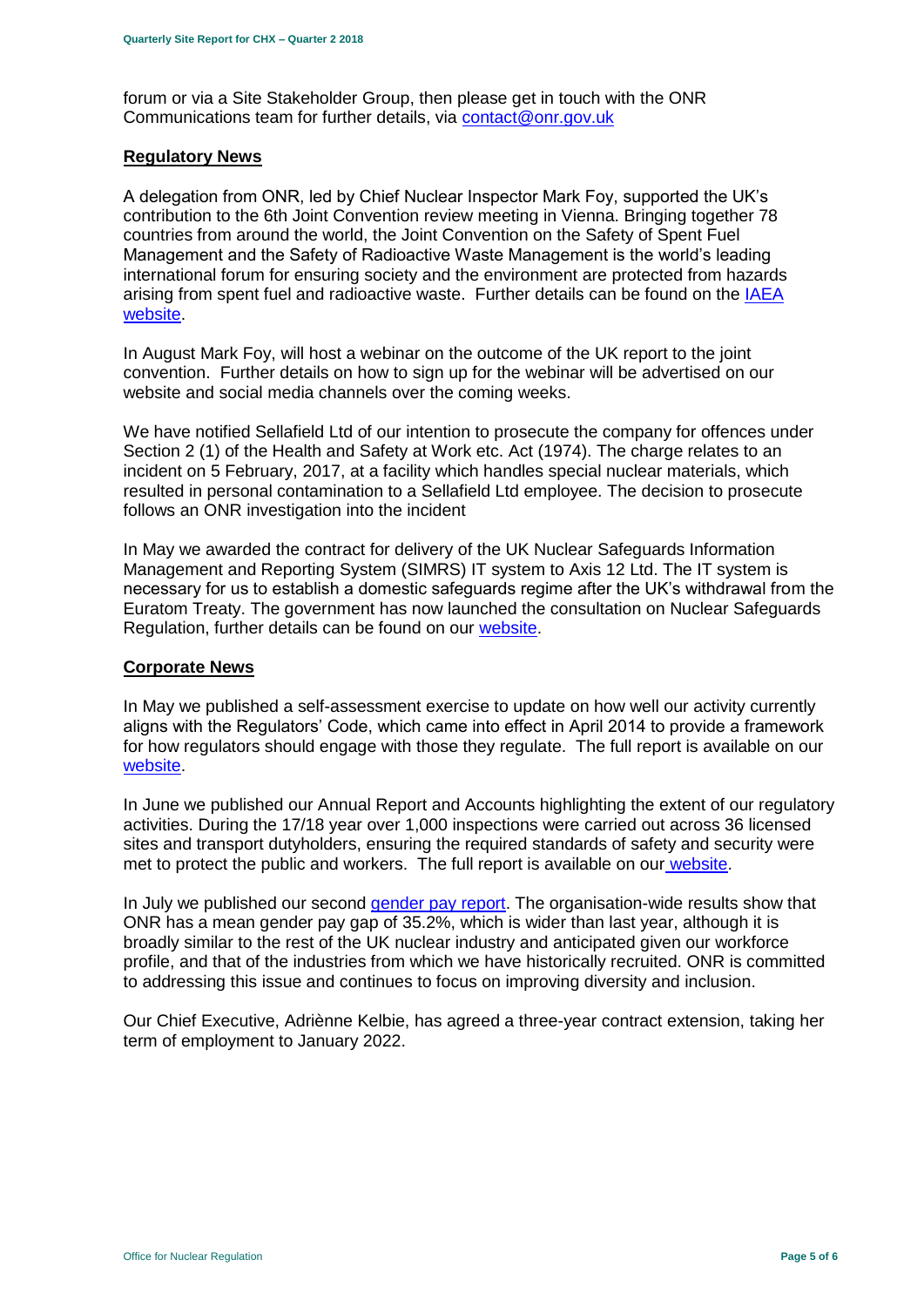forum or via a Site Stakeholder Group, then please get in touch with the ONR Communications team for further details, via contact@onr.gov.uk

## Regulatory News

A delegation from ONR, led by Chief Nuclear Inspector Mark Foy, supported the UK's contribution to the 6th Joint Convention review meeting in Vienna. Bringing together 78 countries from around the world, the Joint Convention on the Safety of Spent Fuel Management and the Safety of Radioactive Waste Management is the world's leading international forum for ensuring society and the environment are protected from hazards arising from spent fuel and radioactive waste. Further details can be found on the IAEA website.

In August Mark Foy, will host a webinar on the outcome of the UK report to the joint convention. Further details on how to sign up for the webinar will be advertised on our website and social media channels over the coming weeks.

We have notified Sellafield Ltd of our intention to prosecute the company for offences under Section 2 (1) of the Health and Safety at Work etc. Act (1974). The charge relates to an incident on 5 February, 2017, at a facility which handles special nuclear materials, which resulted in personal contamination to a Sellafield Ltd employee. The decision to prosecute follows an ONR investigation into the incident

In May we awarded the contract for delivery of the UK Nuclear Safeguards Information Management and Reporting System (SIMRS) IT system to Axis 12 Ltd. The IT system is necessary for us to establish a domestic safeguards regime after the UK's withdrawal from the Euratom Treaty. The government has now launched the consultation on Nuclear Safeguards Regulation, further details can be found on our website.

## Corporate News

In May we published a self-assessment exercise to update on how well our activity currently aligns with the Regulators' Code, which came into effect in April 2014 to provide a framework for how regulators should engage with those they regulate. The full report is available on our website.

In June we published our Annual Report and Accounts highlighting the extent of our regulatory activities. During the 17/18 year over 1,000 inspections were carried out across 36 licensed sites and transport dutyholders, ensuring the required standards of safety and security were met to protect the public and workers. The full report is available on our website.

In July we published our second gender pay report. The organisation-wide results show that ONR has a mean gender pay gap of 35.2%, which is wider than last year, although it is broadly similar to the rest of the UK nuclear industry and anticipated given our workforce profile, and that of the industries from which we have historically recruited. ONR is committed to addressing this issue and continues to focus on improving diversity and inclusion.

Our Chief Executive, Adriènne Kelbie, has agreed a three-year contract extension, taking her term of employment to January 2022.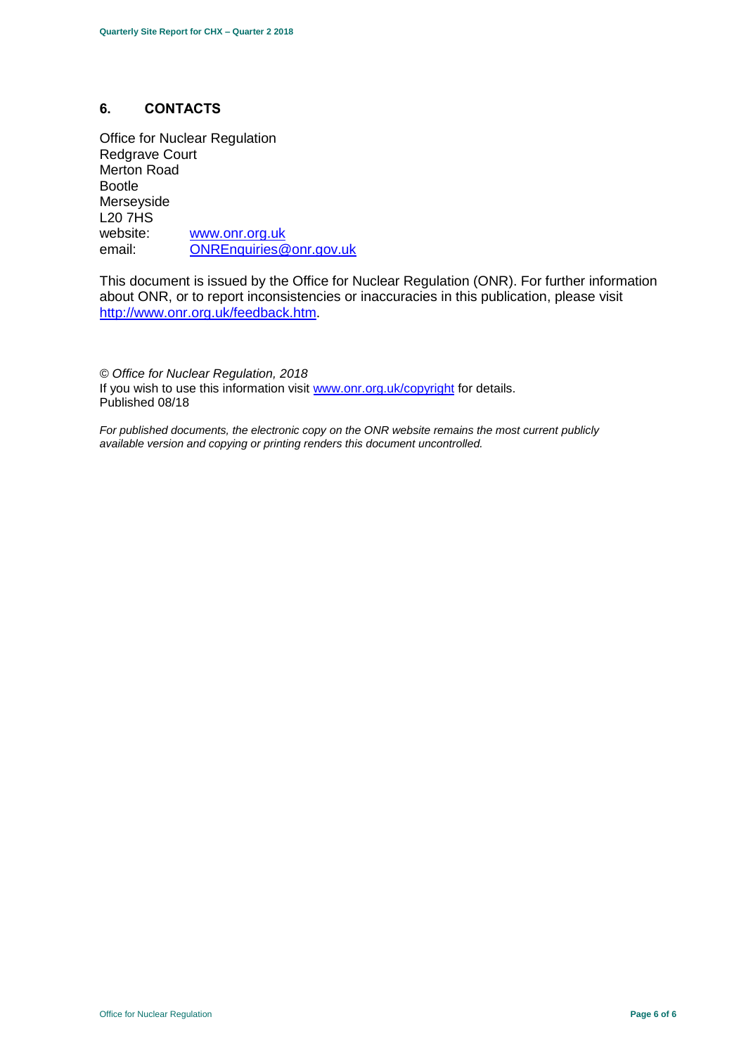## 6. CONTACTS

Office for Nuclear Regulation
Redgrave Court
Merton Road
Bootle
Merseyside
L20 7HS
website: www.onr.org.uk
email: ONREnquiries@onr.gov.uk

This document is issued by the Office for Nuclear Regulation (ONR). For further information about ONR, or to report inconsistencies or inaccuracies in this publication, please visit http://www.onr.org.uk/feedback.htm.

*© Office for Nuclear Regulation, 2018*
If you wish to use this information visit www.onr.org.uk/copyright for details.
Published 08/18

*For published documents, the electronic copy on the ONR website remains the most current publicly available version and copying or printing renders this document uncontrolled.*